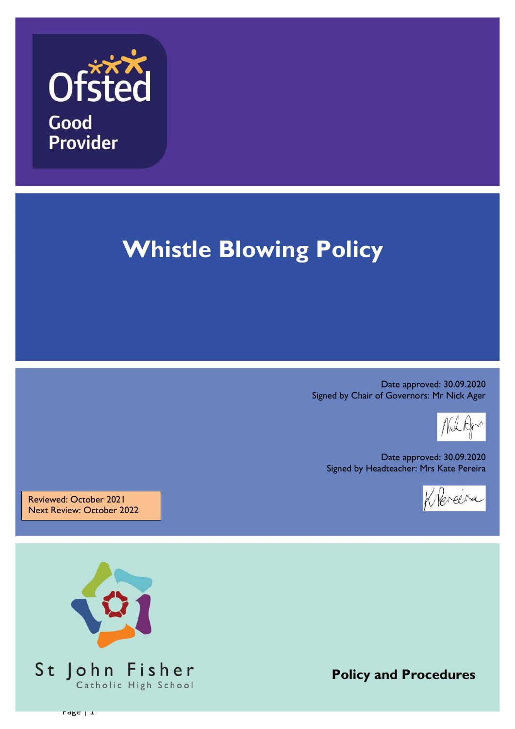Ofsted

Good Provider

# Whistle Blowing Policy

Date approved: 30.09.2020
Signed by Chair of Governors: Mr Nick Ager

Date approved: 30.09.2020
Signed by Headteacher: Mrs Kate Pereira

Reviewed: October 2021
Next Review: October 2022

St John Fisher
Catholic High School

**Policy and Procedures**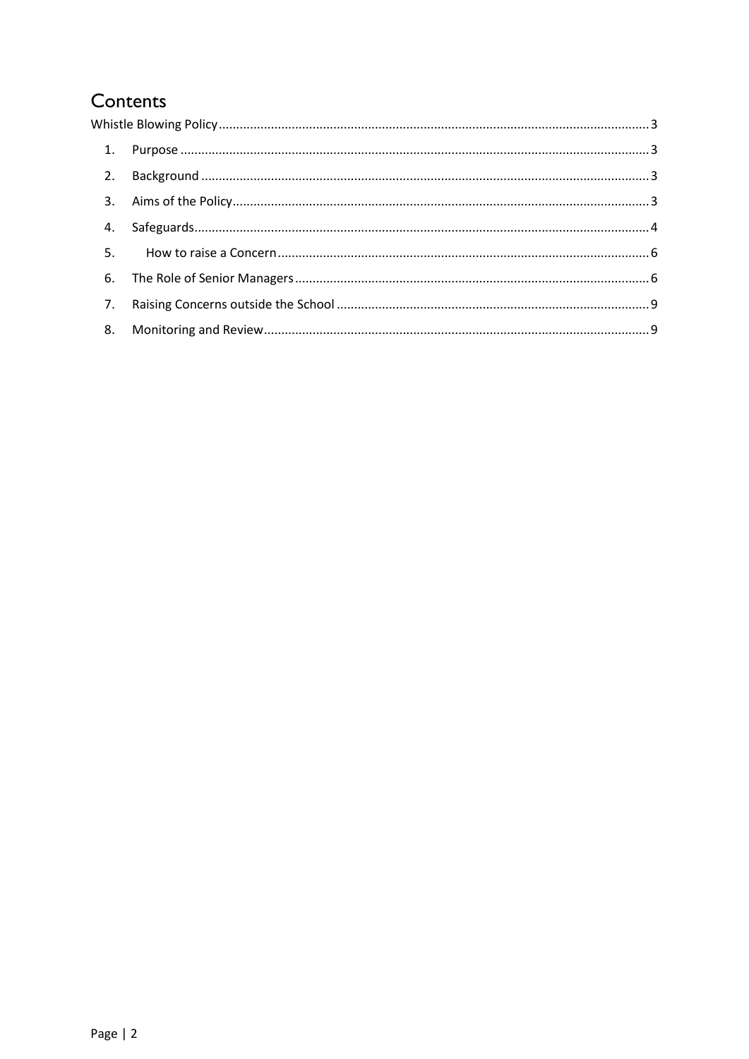# Contents

Whistle Blowing Policy ........................................................................................................................ 3

1. Purpose ...................................................................................................................................... 3
2. Background ................................................................................................................................ 3
3. Aims of the Policy ....................................................................................................................... 3
4. Safeguards .................................................................................................................................. 4
5. How to raise a Concern ............................................................................................................... 6
6. The Role of Senior Managers ...................................................................................................... 6
7. Raising Concerns outside the School .......................................................................................... 9
8. Monitoring and Review ............................................................................................................... 9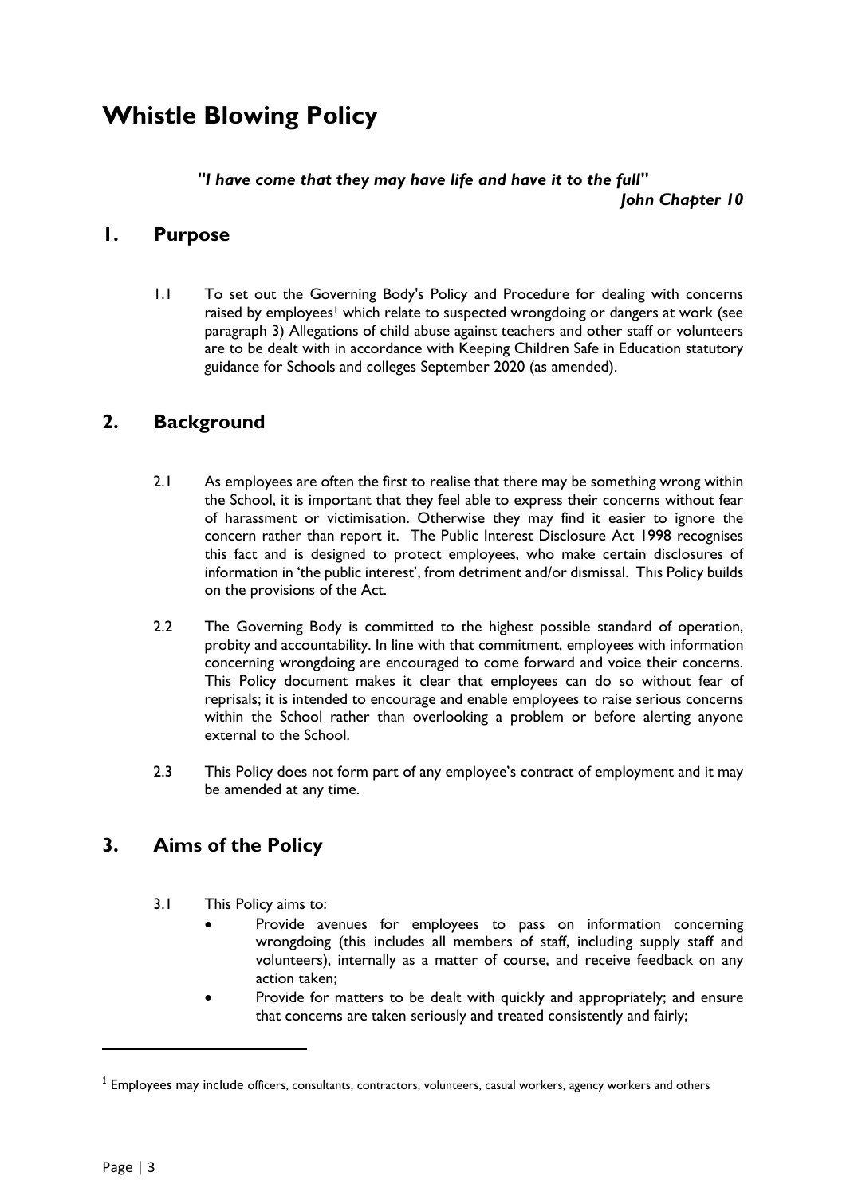# Whistle Blowing Policy

***"I have come that they may have life and have it to the full"***
***John Chapter 10***

## 1. Purpose

1.1 To set out the Governing Body's Policy and Procedure for dealing with concerns raised by employees[1] which relate to suspected wrongdoing or dangers at work (see paragraph 3) Allegations of child abuse against teachers and other staff or volunteers are to be dealt with in accordance with Keeping Children Safe in Education statutory guidance for Schools and colleges September 2020 (as amended).

## 2. Background

2.1 As employees are often the first to realise that there may be something wrong within the School, it is important that they feel able to express their concerns without fear of harassment or victimisation. Otherwise they may find it easier to ignore the concern rather than report it. The Public Interest Disclosure Act 1998 recognises this fact and is designed to protect employees, who make certain disclosures of information in 'the public interest', from detriment and/or dismissal. This Policy builds on the provisions of the Act.

2.2 The Governing Body is committed to the highest possible standard of operation, probity and accountability. In line with that commitment, employees with information concerning wrongdoing are encouraged to come forward and voice their concerns. This Policy document makes it clear that employees can do so without fear of reprisals; it is intended to encourage and enable employees to raise serious concerns within the School rather than overlooking a problem or before alerting anyone external to the School.

2.3 This Policy does not form part of any employee's contract of employment and it may be amended at any time.

## 3. Aims of the Policy

3.1 This Policy aims to:

- Provide avenues for employees to pass on information concerning wrongdoing (this includes all members of staff, including supply staff and volunteers), internally as a matter of course, and receive feedback on any action taken;
- Provide for matters to be dealt with quickly and appropriately; and ensure that concerns are taken seriously and treated consistently and fairly;

---

[1] Employees may include officers, consultants, contractors, volunteers, casual workers, agency workers and others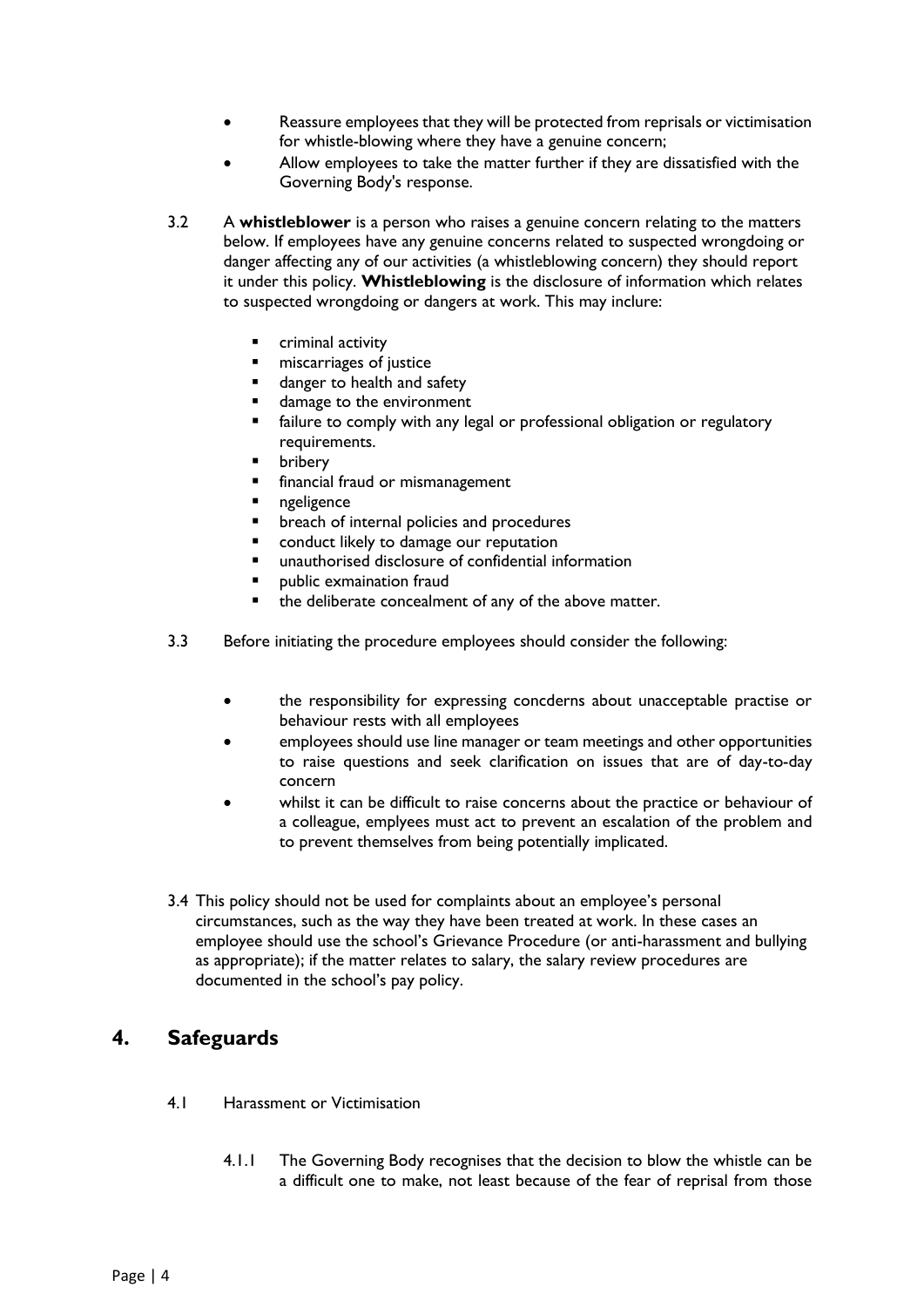- Reassure employees that they will be protected from reprisals or victimisation for whistle-blowing where they have a genuine concern;
- Allow employees to take the matter further if they are dissatisfied with the Governing Body's response.

3.2 A **whistleblower** is a person who raises a genuine concern relating to the matters below. If employees have any genuine concerns related to suspected wrongdoing or danger affecting any of our activities (a whistleblowing concern) they should report it under this policy. **Whistleblowing** is the disclosure of information which relates to suspected wrongdoing or dangers at work. This may inclure:

- criminal activity
- miscarriages of justice
- danger to health and safety
- damage to the environment
- failure to comply with any legal or professional obligation or regulatory requirements.
- bribery
- financial fraud or mismanagement
- ngeligence
- breach of internal policies and procedures
- conduct likely to damage our reputation
- unauthorised disclosure of confidential information
- public exmaination fraud
- the deliberate concealment of any of the above matter.

3.3 Before initiating the procedure employees should consider the following:

- the responsibility for expressing concderns about unacceptable practise or behaviour rests with all employees
- employees should use line manager or team meetings and other opportunities to raise questions and seek clarification on issues that are of day-to-day concern
- whilst it can be difficult to raise concerns about the practice or behaviour of a colleague, emplyees must act to prevent an escalation of the problem and to prevent themselves from being potentially implicated.

3.4 This policy should not be used for complaints about an employee's personal circumstances, such as the way they have been treated at work. In these cases an employee should use the school's Grievance Procedure (or anti-harassment and bullying as appropriate); if the matter relates to salary, the salary review procedures are documented in the school's pay policy.

## 4. Safeguards

4.1 Harassment or Victimisation

4.1.1 The Governing Body recognises that the decision to blow the whistle can be a difficult one to make, not least because of the fear of reprisal from those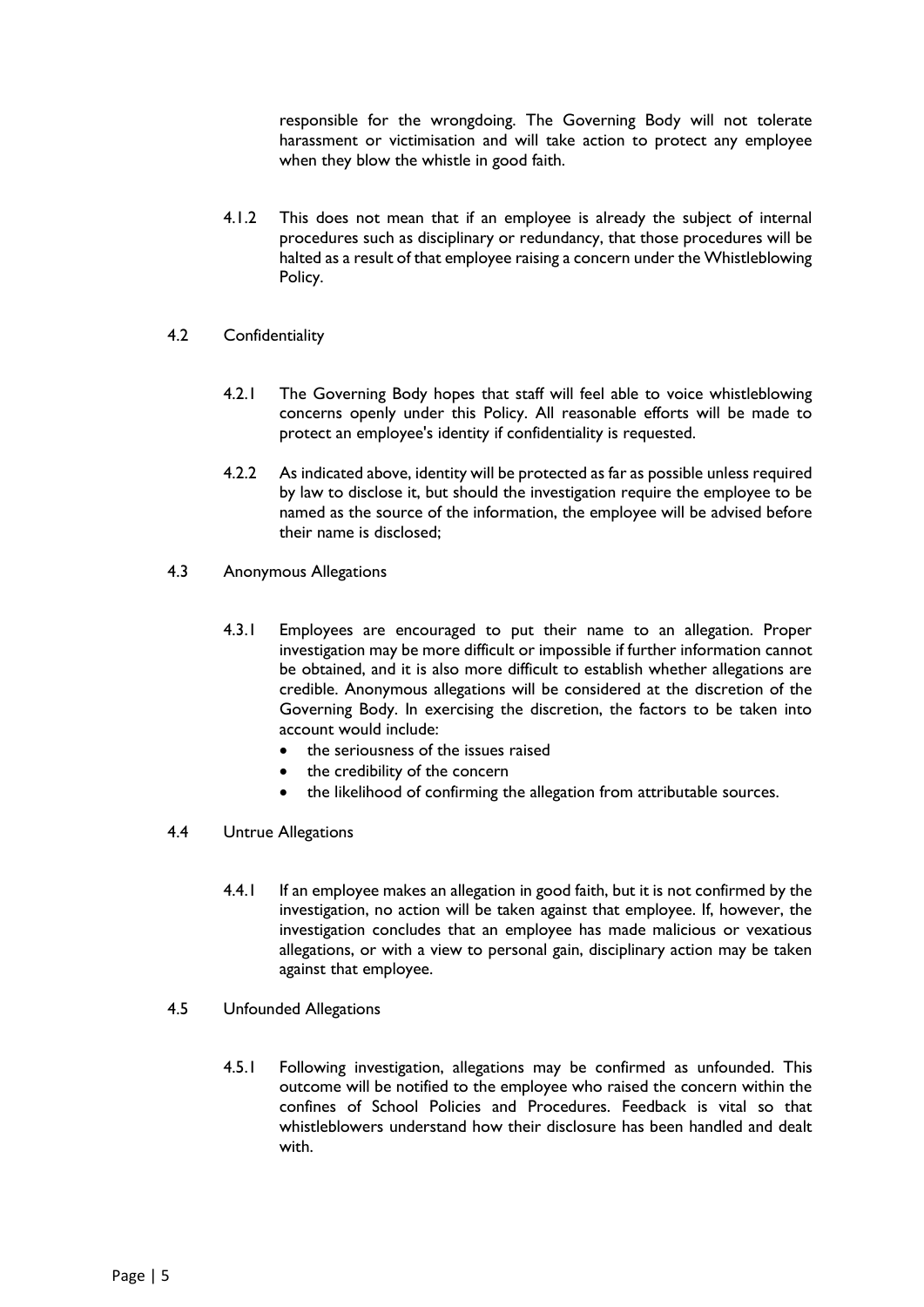responsible for the wrongdoing. The Governing Body will not tolerate harassment or victimisation and will take action to protect any employee when they blow the whistle in good faith.

4.1.2 This does not mean that if an employee is already the subject of internal procedures such as disciplinary or redundancy, that those procedures will be halted as a result of that employee raising a concern under the Whistleblowing Policy.

### 4.2 Confidentiality

4.2.1 The Governing Body hopes that staff will feel able to voice whistleblowing concerns openly under this Policy. All reasonable efforts will be made to protect an employee's identity if confidentiality is requested.

4.2.2 As indicated above, identity will be protected as far as possible unless required by law to disclose it, but should the investigation require the employee to be named as the source of the information, the employee will be advised before their name is disclosed;

### 4.3 Anonymous Allegations

4.3.1 Employees are encouraged to put their name to an allegation. Proper investigation may be more difficult or impossible if further information cannot be obtained, and it is also more difficult to establish whether allegations are credible. Anonymous allegations will be considered at the discretion of the Governing Body. In exercising the discretion, the factors to be taken into account would include:

- the seriousness of the issues raised
- the credibility of the concern
- the likelihood of confirming the allegation from attributable sources.

### 4.4 Untrue Allegations

4.4.1 If an employee makes an allegation in good faith, but it is not confirmed by the investigation, no action will be taken against that employee. If, however, the investigation concludes that an employee has made malicious or vexatious allegations, or with a view to personal gain, disciplinary action may be taken against that employee.

### 4.5 Unfounded Allegations

4.5.1 Following investigation, allegations may be confirmed as unfounded. This outcome will be notified to the employee who raised the concern within the confines of School Policies and Procedures. Feedback is vital so that whistleblowers understand how their disclosure has been handled and dealt with.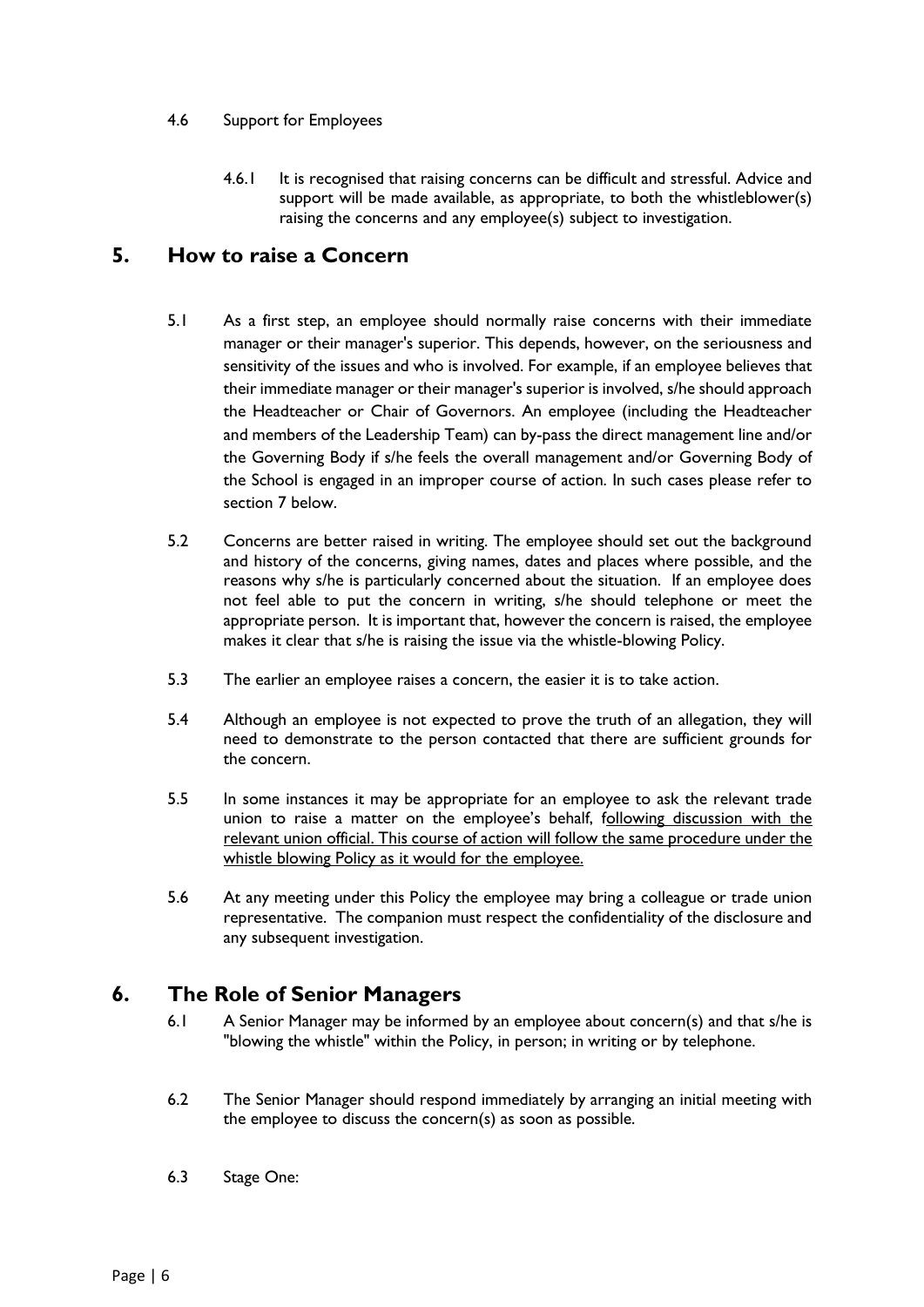4.6 Support for Employees

4.6.1 It is recognised that raising concerns can be difficult and stressful. Advice and support will be made available, as appropriate, to both the whistleblower(s) raising the concerns and any employee(s) subject to investigation.

## 5. How to raise a Concern

5.1 As a first step, an employee should normally raise concerns with their immediate manager or their manager's superior. This depends, however, on the seriousness and sensitivity of the issues and who is involved. For example, if an employee believes that their immediate manager or their manager's superior is involved, s/he should approach the Headteacher or Chair of Governors. An employee (including the Headteacher and members of the Leadership Team) can by-pass the direct management line and/or the Governing Body if s/he feels the overall management and/or Governing Body of the School is engaged in an improper course of action. In such cases please refer to section 7 below.

5.2 Concerns are better raised in writing. The employee should set out the background and history of the concerns, giving names, dates and places where possible, and the reasons why s/he is particularly concerned about the situation. If an employee does not feel able to put the concern in writing, s/he should telephone or meet the appropriate person. It is important that, however the concern is raised, the employee makes it clear that s/he is raising the issue via the whistle-blowing Policy.

5.3 The earlier an employee raises a concern, the easier it is to take action.

5.4 Although an employee is not expected to prove the truth of an allegation, they will need to demonstrate to the person contacted that there are sufficient grounds for the concern.

5.5 In some instances it may be appropriate for an employee to ask the relevant trade union to raise a matter on the employee's behalf, following discussion with the relevant union official. This course of action will follow the same procedure under the whistle blowing Policy as it would for the employee.

5.6 At any meeting under this Policy the employee may bring a colleague or trade union representative. The companion must respect the confidentiality of the disclosure and any subsequent investigation.

## 6. The Role of Senior Managers

6.1 A Senior Manager may be informed by an employee about concern(s) and that s/he is "blowing the whistle" within the Policy, in person; in writing or by telephone.

6.2 The Senior Manager should respond immediately by arranging an initial meeting with the employee to discuss the concern(s) as soon as possible.

6.3 Stage One: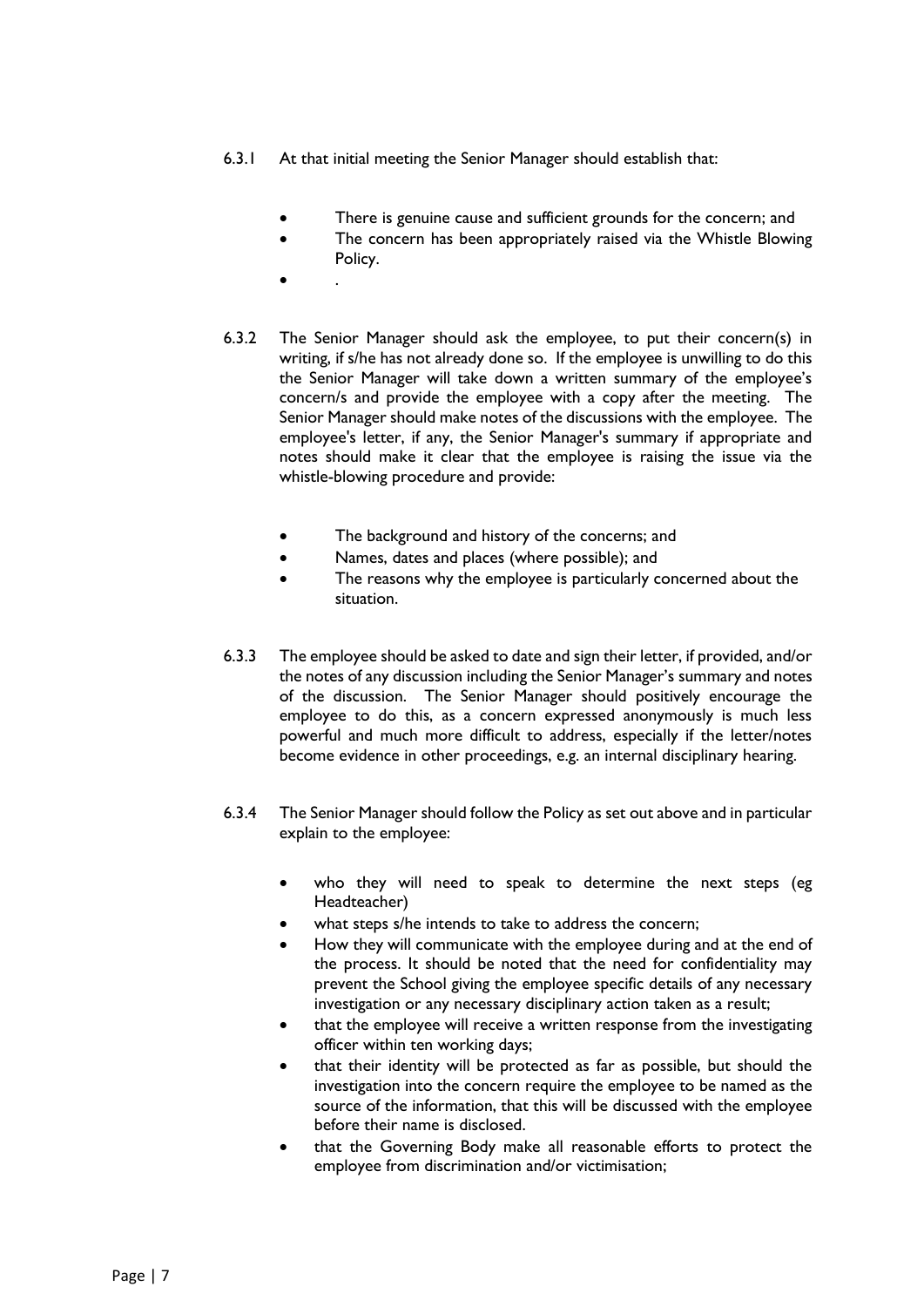6.3.1 At that initial meeting the Senior Manager should establish that:

- There is genuine cause and sufficient grounds for the concern; and
- The concern has been appropriately raised via the Whistle Blowing Policy.
- .

6.3.2 The Senior Manager should ask the employee, to put their concern(s) in writing, if s/he has not already done so. If the employee is unwilling to do this the Senior Manager will take down a written summary of the employee's concern/s and provide the employee with a copy after the meeting. The Senior Manager should make notes of the discussions with the employee. The employee's letter, if any, the Senior Manager's summary if appropriate and notes should make it clear that the employee is raising the issue via the whistle-blowing procedure and provide:

- The background and history of the concerns; and
- Names, dates and places (where possible); and
- The reasons why the employee is particularly concerned about the situation.

6.3.3 The employee should be asked to date and sign their letter, if provided, and/or the notes of any discussion including the Senior Manager's summary and notes of the discussion. The Senior Manager should positively encourage the employee to do this, as a concern expressed anonymously is much less powerful and much more difficult to address, especially if the letter/notes become evidence in other proceedings, e.g. an internal disciplinary hearing.

6.3.4 The Senior Manager should follow the Policy as set out above and in particular explain to the employee:

- who they will need to speak to determine the next steps (eg Headteacher)
- what steps s/he intends to take to address the concern;
- How they will communicate with the employee during and at the end of the process. It should be noted that the need for confidentiality may prevent the School giving the employee specific details of any necessary investigation or any necessary disciplinary action taken as a result;
- that the employee will receive a written response from the investigating officer within ten working days;
- that their identity will be protected as far as possible, but should the investigation into the concern require the employee to be named as the source of the information, that this will be discussed with the employee before their name is disclosed.
- that the Governing Body make all reasonable efforts to protect the employee from discrimination and/or victimisation;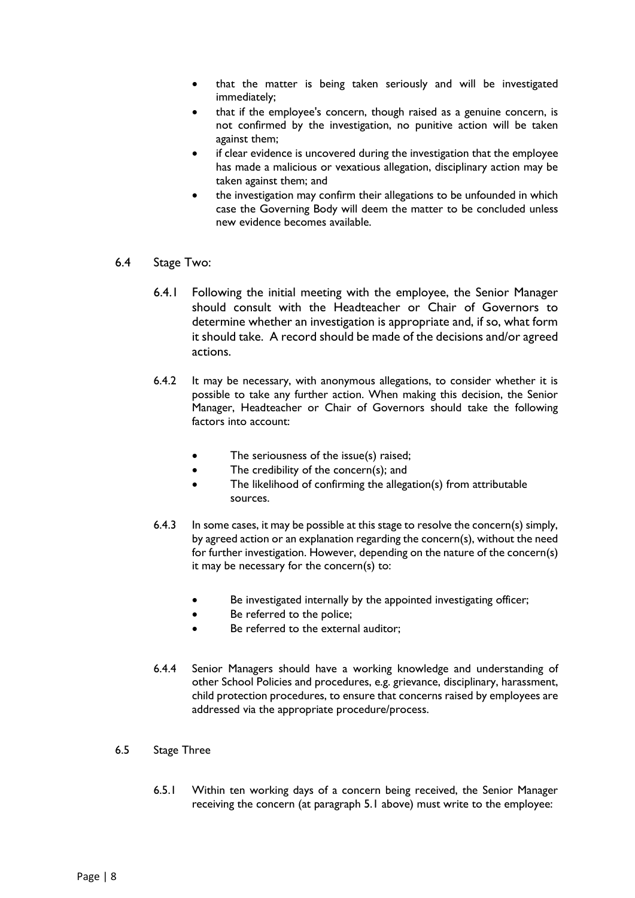- that the matter is being taken seriously and will be investigated immediately;
- that if the employee's concern, though raised as a genuine concern, is not confirmed by the investigation, no punitive action will be taken against them;
- if clear evidence is uncovered during the investigation that the employee has made a malicious or vexatious allegation, disciplinary action may be taken against them; and
- the investigation may confirm their allegations to be unfounded in which case the Governing Body will deem the matter to be concluded unless new evidence becomes available.

6.4 Stage Two:

6.4.1 Following the initial meeting with the employee, the Senior Manager should consult with the Headteacher or Chair of Governors to determine whether an investigation is appropriate and, if so, what form it should take. A record should be made of the decisions and/or agreed actions.

6.4.2 It may be necessary, with anonymous allegations, to consider whether it is possible to take any further action. When making this decision, the Senior Manager, Headteacher or Chair of Governors should take the following factors into account:

- The seriousness of the issue(s) raised;
- The credibility of the concern(s); and
- The likelihood of confirming the allegation(s) from attributable sources.

6.4.3 In some cases, it may be possible at this stage to resolve the concern(s) simply, by agreed action or an explanation regarding the concern(s), without the need for further investigation. However, depending on the nature of the concern(s) it may be necessary for the concern(s) to:

- Be investigated internally by the appointed investigating officer;
- Be referred to the police;
- Be referred to the external auditor;

6.4.4 Senior Managers should have a working knowledge and understanding of other School Policies and procedures, e.g. grievance, disciplinary, harassment, child protection procedures, to ensure that concerns raised by employees are addressed via the appropriate procedure/process.

6.5 Stage Three

6.5.1 Within ten working days of a concern being received, the Senior Manager receiving the concern (at paragraph 5.1 above) must write to the employee: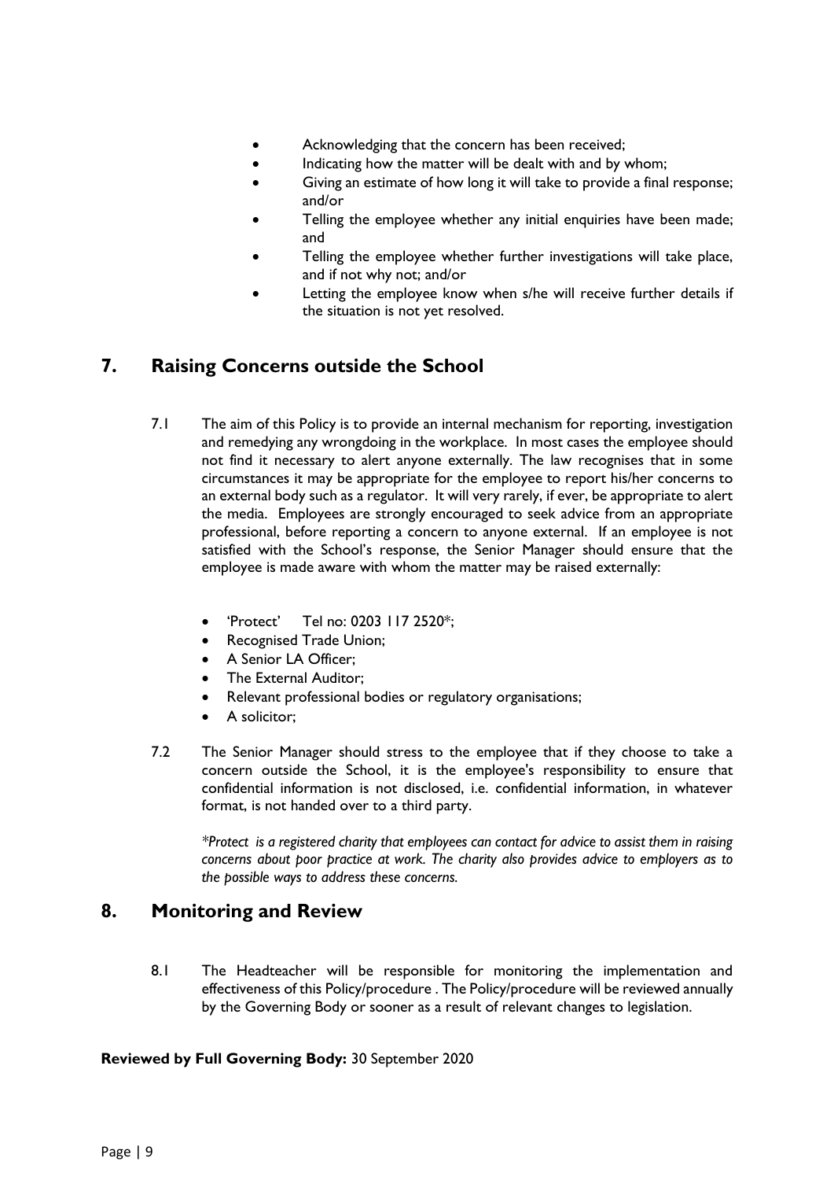- Acknowledging that the concern has been received;
- Indicating how the matter will be dealt with and by whom;
- Giving an estimate of how long it will take to provide a final response; and/or
- Telling the employee whether any initial enquiries have been made; and
- Telling the employee whether further investigations will take place, and if not why not; and/or
- Letting the employee know when s/he will receive further details if the situation is not yet resolved.

## 7. Raising Concerns outside the School

7.1 The aim of this Policy is to provide an internal mechanism for reporting, investigation and remedying any wrongdoing in the workplace. In most cases the employee should not find it necessary to alert anyone externally. The law recognises that in some circumstances it may be appropriate for the employee to report his/her concerns to an external body such as a regulator. It will very rarely, if ever, be appropriate to alert the media. Employees are strongly encouraged to seek advice from an appropriate professional, before reporting a concern to anyone external. If an employee is not satisfied with the School's response, the Senior Manager should ensure that the employee is made aware with whom the matter may be raised externally:

- 'Protect' Tel no: 0203 117 2520*;
- Recognised Trade Union;
- A Senior LA Officer;
- The External Auditor;
- Relevant professional bodies or regulatory organisations;
- A solicitor;

7.2 The Senior Manager should stress to the employee that if they choose to take a concern outside the School, it is the employee's responsibility to ensure that confidential information is not disclosed, i.e. confidential information, in whatever format, is not handed over to a third party.

*\*Protect is a registered charity that employees can contact for advice to assist them in raising concerns about poor practice at work. The charity also provides advice to employers as to the possible ways to address these concerns.*

## 8. Monitoring and Review

8.1 The Headteacher will be responsible for monitoring the implementation and effectiveness of this Policy/procedure . The Policy/procedure will be reviewed annually by the Governing Body or sooner as a result of relevant changes to legislation.

**Reviewed by Full Governing Body:** 30 September 2020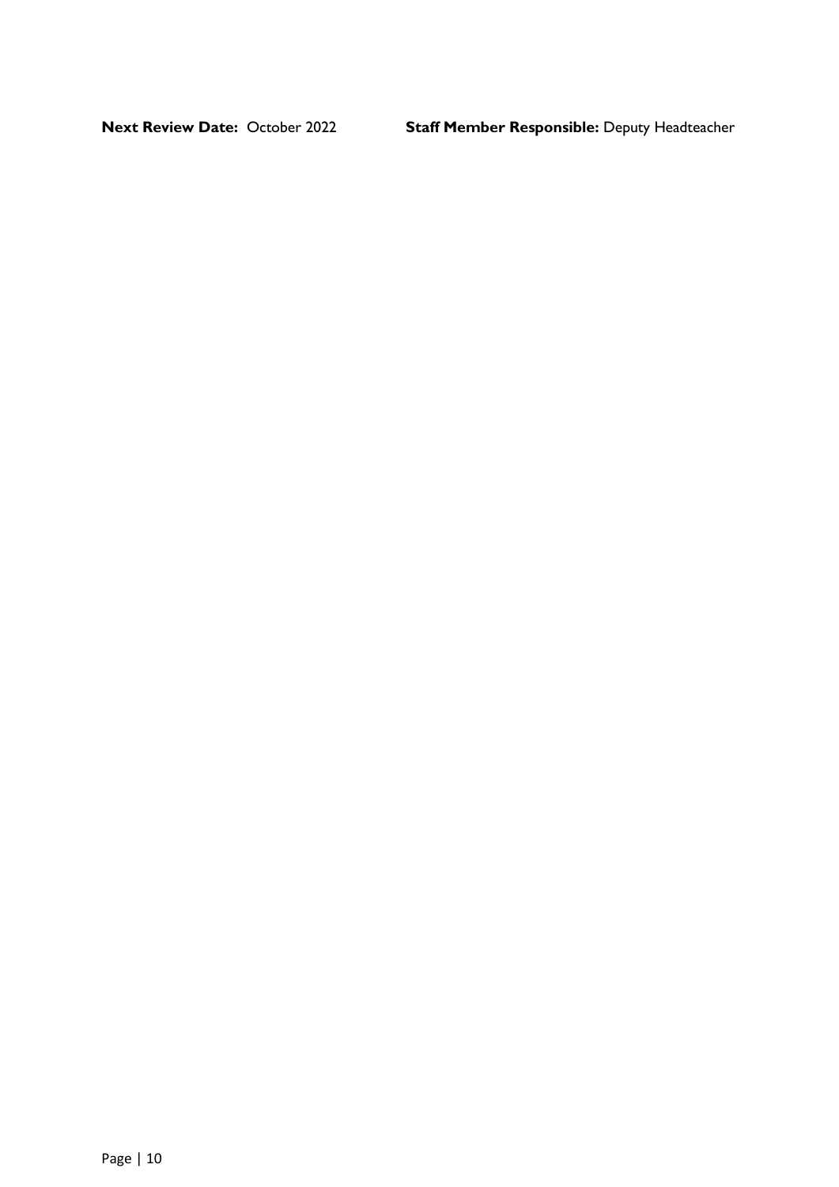**Next Review Date:** October 2022 **Staff Member Responsible:** Deputy Headteacher